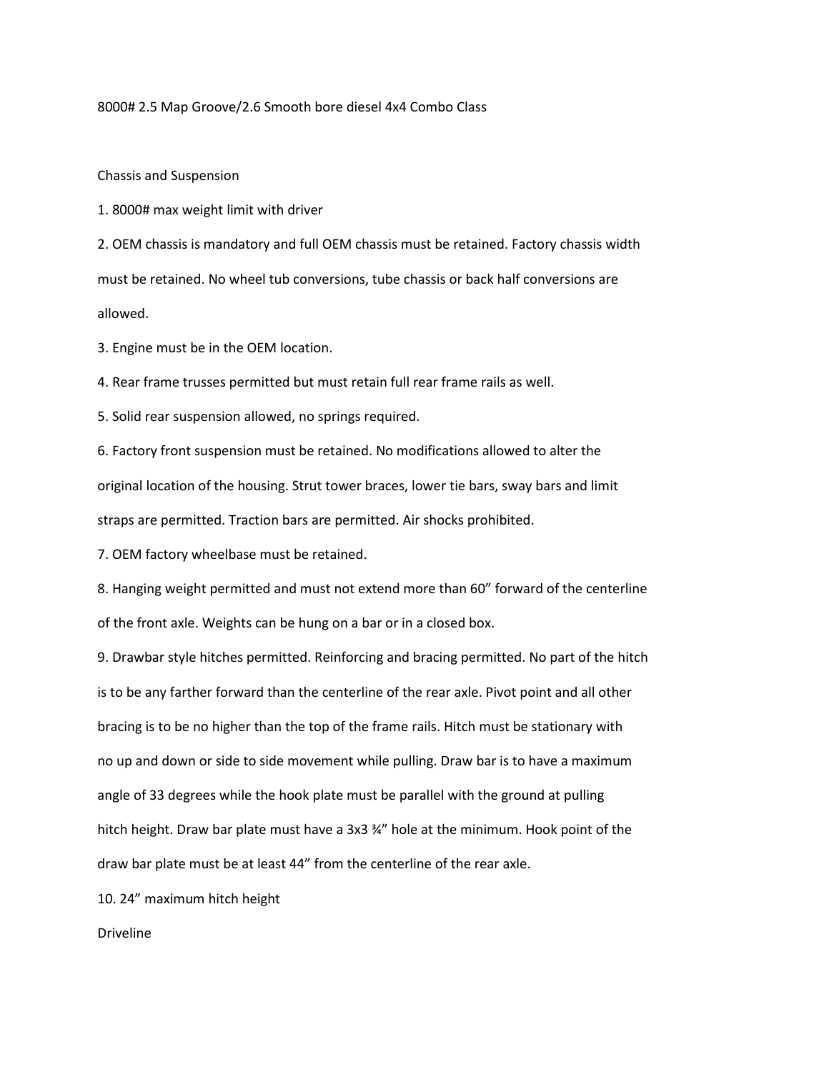# 8000# 2.5 Map Groove/2.6 Smooth bore diesel 4x4 Combo Class

## Chassis and Suspension

1. 8000# max weight limit with driver
2. OEM chassis is mandatory and full OEM chassis must be retained. Factory chassis width must be retained. No wheel tub conversions, tube chassis or back half conversions are allowed.
3. Engine must be in the OEM location.
4. Rear frame trusses permitted but must retain full rear frame rails as well.
5. Solid rear suspension allowed, no springs required.
6. Factory front suspension must be retained. No modifications allowed to alter the original location of the housing. Strut tower braces, lower tie bars, sway bars and limit straps are permitted. Traction bars are permitted. Air shocks prohibited.
7. OEM factory wheelbase must be retained.
8. Hanging weight permitted and must not extend more than 60" forward of the centerline of the front axle. Weights can be hung on a bar or in a closed box.
9. Drawbar style hitches permitted. Reinforcing and bracing permitted. No part of the hitch is to be any farther forward than the centerline of the rear axle. Pivot point and all other bracing is to be no higher than the top of the frame rails. Hitch must be stationary with no up and down or side to side movement while pulling. Draw bar is to have a maximum angle of 33 degrees while the hook plate must be parallel with the ground at pulling hitch height. Draw bar plate must have a 3x3 ¾" hole at the minimum. Hook point of the draw bar plate must be at least 44" from the centerline of the rear axle.
10. 24" maximum hitch height

## Driveline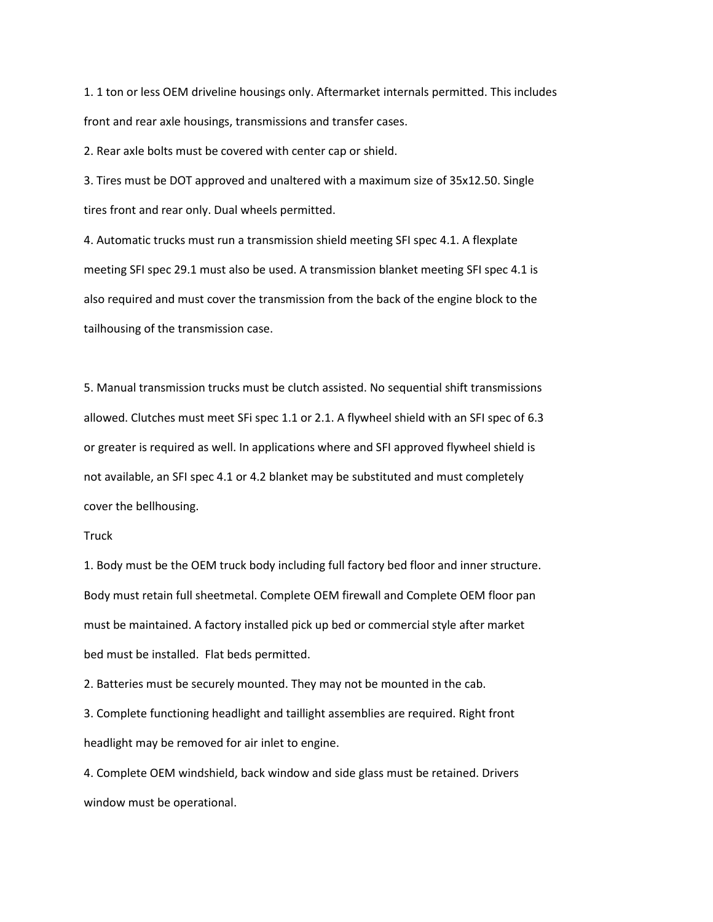1. 1 ton or less OEM driveline housings only. Aftermarket internals permitted. This includes front and rear axle housings, transmissions and transfer cases.
2. Rear axle bolts must be covered with center cap or shield.
3. Tires must be DOT approved and unaltered with a maximum size of 35x12.50. Single tires front and rear only. Dual wheels permitted.
4. Automatic trucks must run a transmission shield meeting SFI spec 4.1. A flexplate meeting SFI spec 29.1 must also be used. A transmission blanket meeting SFI spec 4.1 is also required and must cover the transmission from the back of the engine block to the tailhousing of the transmission case.

5. Manual transmission trucks must be clutch assisted. No sequential shift transmissions allowed. Clutches must meet SFi spec 1.1 or 2.1. A flywheel shield with an SFI spec of 6.3 or greater is required as well. In applications where and SFI approved flywheel shield is not available, an SFI spec 4.1 or 4.2 blanket may be substituted and must completely cover the bellhousing.

Truck

1. Body must be the OEM truck body including full factory bed floor and inner structure. Body must retain full sheetmetal. Complete OEM firewall and Complete OEM floor pan must be maintained. A factory installed pick up bed or commercial style after market bed must be installed. Flat beds permitted.
2. Batteries must be securely mounted. They may not be mounted in the cab.
3. Complete functioning headlight and taillight assemblies are required. Right front headlight may be removed for air inlet to engine.
4. Complete OEM windshield, back window and side glass must be retained. Drivers window must be operational.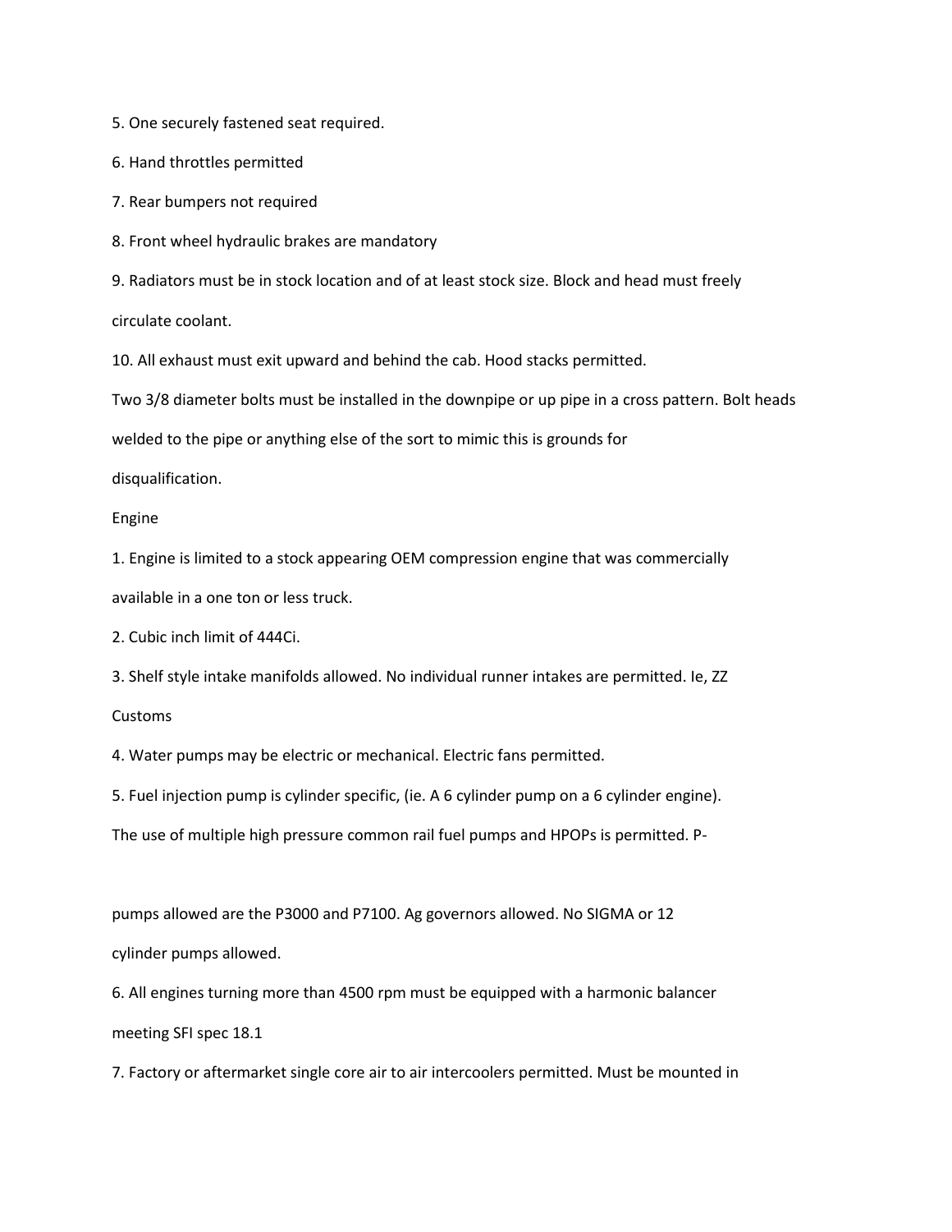5. One securely fastened seat required.

6. Hand throttles permitted

7. Rear bumpers not required

8. Front wheel hydraulic brakes are mandatory

9. Radiators must be in stock location and of at least stock size. Block and head must freely circulate coolant.

10. All exhaust must exit upward and behind the cab. Hood stacks permitted.

Two 3/8 diameter bolts must be installed in the downpipe or up pipe in a cross pattern. Bolt heads welded to the pipe or anything else of the sort to mimic this is grounds for disqualification.

## Engine

1. Engine is limited to a stock appearing OEM compression engine that was commercially available in a one ton or less truck.

2. Cubic inch limit of 444Ci.

3. Shelf style intake manifolds allowed. No individual runner intakes are permitted. Ie, ZZ Customs

4. Water pumps may be electric or mechanical. Electric fans permitted.

5. Fuel injection pump is cylinder specific, (ie. A 6 cylinder pump on a 6 cylinder engine). The use of multiple high pressure common rail fuel pumps and HPOPs is permitted. P-pumps allowed are the P3000 and P7100. Ag governors allowed. No SIGMA or 12 cylinder pumps allowed.

6. All engines turning more than 4500 rpm must be equipped with a harmonic balancer meeting SFI spec 18.1

7. Factory or aftermarket single core air to air intercoolers permitted. Must be mounted in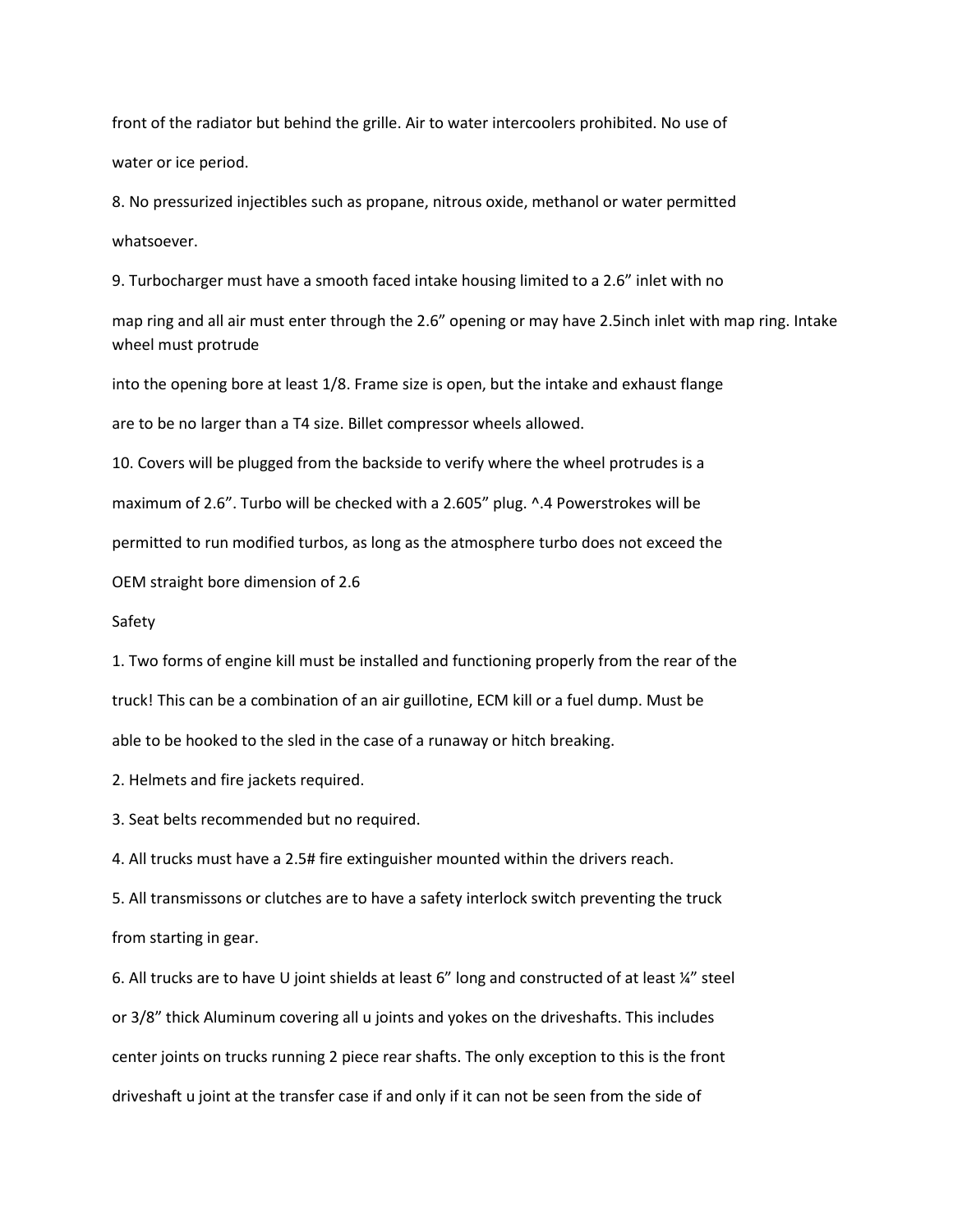front of the radiator but behind the grille. Air to water intercoolers prohibited. No use of water or ice period.

8. No pressurized injectibles such as propane, nitrous oxide, methanol or water permitted whatsoever.

9. Turbocharger must have a smooth faced intake housing limited to a 2.6" inlet with no map ring and all air must enter through the 2.6" opening or may have 2.5inch inlet with map ring. Intake wheel must protrude into the opening bore at least 1/8. Frame size is open, but the intake and exhaust flange are to be no larger than a T4 size. Billet compressor wheels allowed.

10. Covers will be plugged from the backside to verify where the wheel protrudes is a maximum of 2.6". Turbo will be checked with a 2.605" plug. ^.4 Powerstrokes will be permitted to run modified turbos, as long as the atmosphere turbo does not exceed the OEM straight bore dimension of 2.6

## Safety

1. Two forms of engine kill must be installed and functioning properly from the rear of the truck! This can be a combination of an air guillotine, ECM kill or a fuel dump. Must be able to be hooked to the sled in the case of a runaway or hitch breaking.

2. Helmets and fire jackets required.

3. Seat belts recommended but no required.

4. All trucks must have a 2.5# fire extinguisher mounted within the drivers reach.

5. All transmissons or clutches are to have a safety interlock switch preventing the truck from starting in gear.

6. All trucks are to have U joint shields at least 6" long and constructed of at least ¼" steel or 3/8" thick Aluminum covering all u joints and yokes on the driveshafts. This includes center joints on trucks running 2 piece rear shafts. The only exception to this is the front driveshaft u joint at the transfer case if and only if it can not be seen from the side of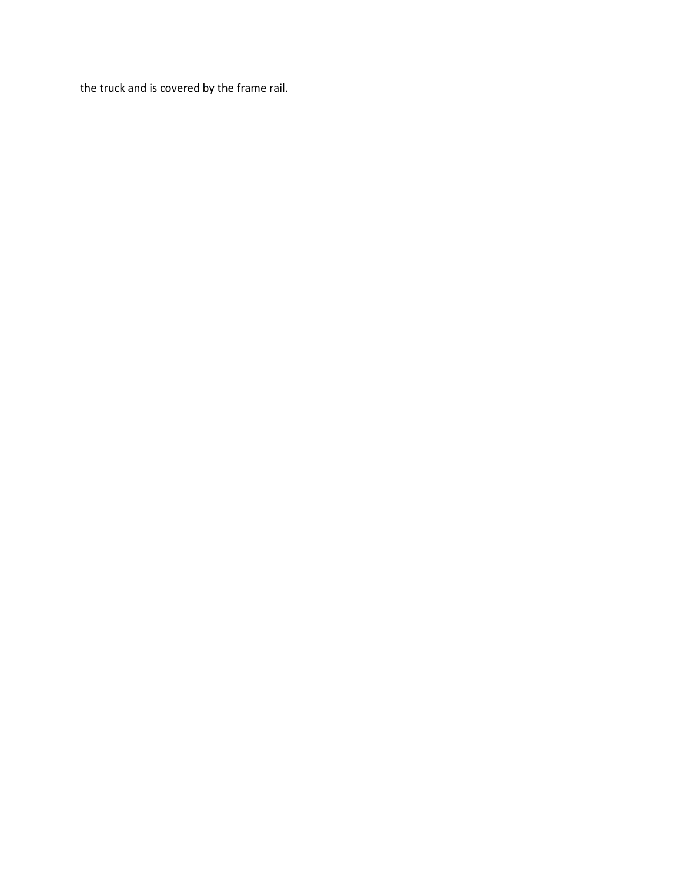the truck and is covered by the frame rail.